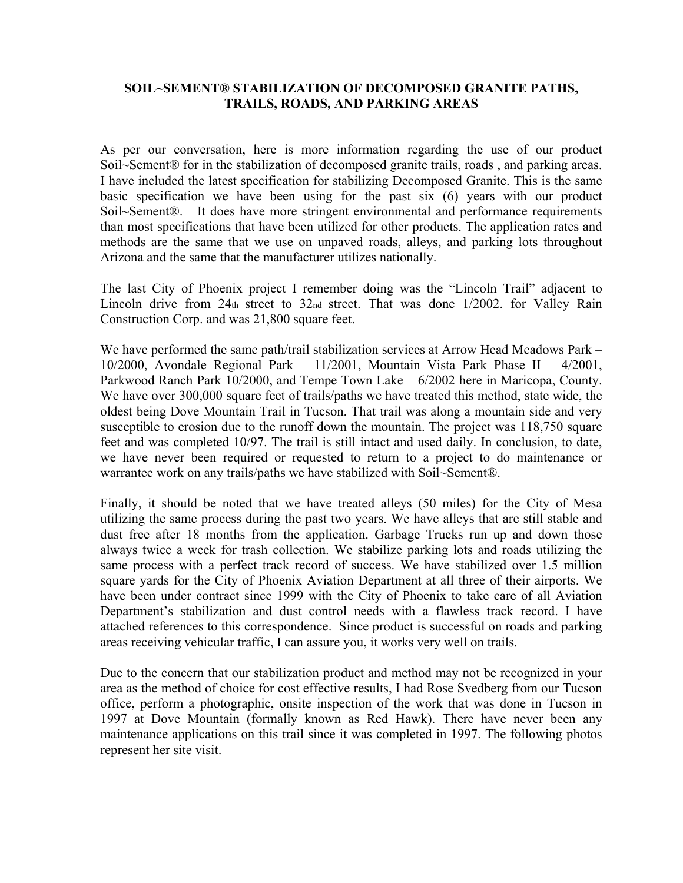**SOIL~SEMENT® STABILIZATION OF DECOMPOSED GRANITE PATHS, TRAILS, ROADS, AND PARKING AREAS**

As per our conversation, here is more information regarding the use of our product Soil~Sement® for in the stabilization of decomposed granite trails, roads , and parking areas. I have included the latest specification for stabilizing Decomposed Granite. This is the same basic specification we have been using for the past six (6) years with our product Soil~Sement®. It does have more stringent environmental and performance requirements than most specifications that have been utilized for other products. The application rates and methods are the same that we use on unpaved roads, alleys, and parking lots throughout Arizona and the same that the manufacturer utilizes nationally.

The last City of Phoenix project I remember doing was the "Lincoln Trail" adjacent to Lincoln drive from 24th street to 32nd street. That was done 1/2002. for Valley Rain Construction Corp. and was 21,800 square feet.

We have performed the same path/trail stabilization services at Arrow Head Meadows Park – 10/2000, Avondale Regional Park – 11/2001, Mountain Vista Park Phase II – 4/2001, Parkwood Ranch Park 10/2000, and Tempe Town Lake – 6/2002 here in Maricopa, County. We have over 300,000 square feet of trails/paths we have treated this method, state wide, the oldest being Dove Mountain Trail in Tucson. That trail was along a mountain side and very susceptible to erosion due to the runoff down the mountain. The project was 118,750 square feet and was completed 10/97. The trail is still intact and used daily. In conclusion, to date, we have never been required or requested to return to a project to do maintenance or warrantee work on any trails/paths we have stabilized with Soil~Sement®.

Finally, it should be noted that we have treated alleys (50 miles) for the City of Mesa utilizing the same process during the past two years. We have alleys that are still stable and dust free after 18 months from the application. Garbage Trucks run up and down those always twice a week for trash collection. We stabilize parking lots and roads utilizing the same process with a perfect track record of success. We have stabilized over 1.5 million square yards for the City of Phoenix Aviation Department at all three of their airports. We have been under contract since 1999 with the City of Phoenix to take care of all Aviation Department's stabilization and dust control needs with a flawless track record. I have attached references to this correspondence. Since product is successful on roads and parking areas receiving vehicular traffic, I can assure you, it works very well on trails.

Due to the concern that our stabilization product and method may not be recognized in your area as the method of choice for cost effective results, I had Rose Svedberg from our Tucson office, perform a photographic, onsite inspection of the work that was done in Tucson in 1997 at Dove Mountain (formally known as Red Hawk). There have never been any maintenance applications on this trail since it was completed in 1997. The following photos represent her site visit.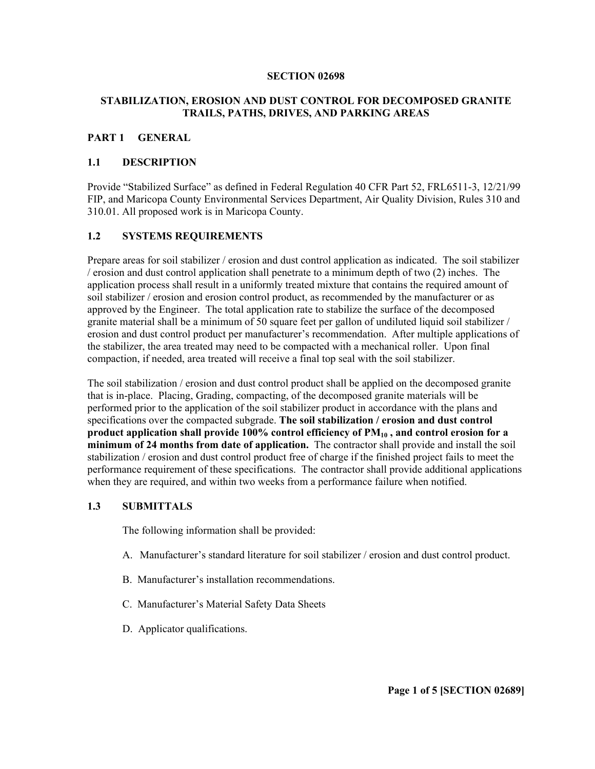**SECTION 02698**

**STABILIZATION, EROSION AND DUST CONTROL FOR DECOMPOSED GRANITE TRAILS, PATHS, DRIVES, AND PARKING AREAS**

## PART 1 GENERAL

### 1.1 DESCRIPTION

Provide "Stabilized Surface" as defined in Federal Regulation 40 CFR Part 52, FRL6511-3, 12/21/99 FIP, and Maricopa County Environmental Services Department, Air Quality Division, Rules 310 and 310.01. All proposed work is in Maricopa County.

### 1.2 SYSTEMS REQUIREMENTS

Prepare areas for soil stabilizer / erosion and dust control application as indicated. The soil stabilizer / erosion and dust control application shall penetrate to a minimum depth of two (2) inches. The application process shall result in a uniformly treated mixture that contains the required amount of soil stabilizer / erosion and erosion control product, as recommended by the manufacturer or as approved by the Engineer. The total application rate to stabilize the surface of the decomposed granite material shall be a minimum of 50 square feet per gallon of undiluted liquid soil stabilizer / erosion and dust control product per manufacturer's recommendation. After multiple applications of the stabilizer, the area treated may need to be compacted with a mechanical roller. Upon final compaction, if needed, area treated will receive a final top seal with the soil stabilizer.

The soil stabilization / erosion and dust control product shall be applied on the decomposed granite that is in-place. Placing, Grading, compacting, of the decomposed granite materials will be performed prior to the application of the soil stabilizer product in accordance with the plans and specifications over the compacted subgrade. **The soil stabilization / erosion and dust control product application shall provide 100% control efficiency of $PM_{10}$ , and control erosion for a minimum of 24 months from date of application.** The contractor shall provide and install the soil stabilization / erosion and dust control product free of charge if the finished project fails to meet the performance requirement of these specifications. The contractor shall provide additional applications when they are required, and within two weeks from a performance failure when notified.

### 1.3 SUBMITTALS

The following information shall be provided:

A. Manufacturer's standard literature for soil stabilizer / erosion and dust control product.

B. Manufacturer's installation recommendations.

C. Manufacturer's Material Safety Data Sheets

D. Applicator qualifications.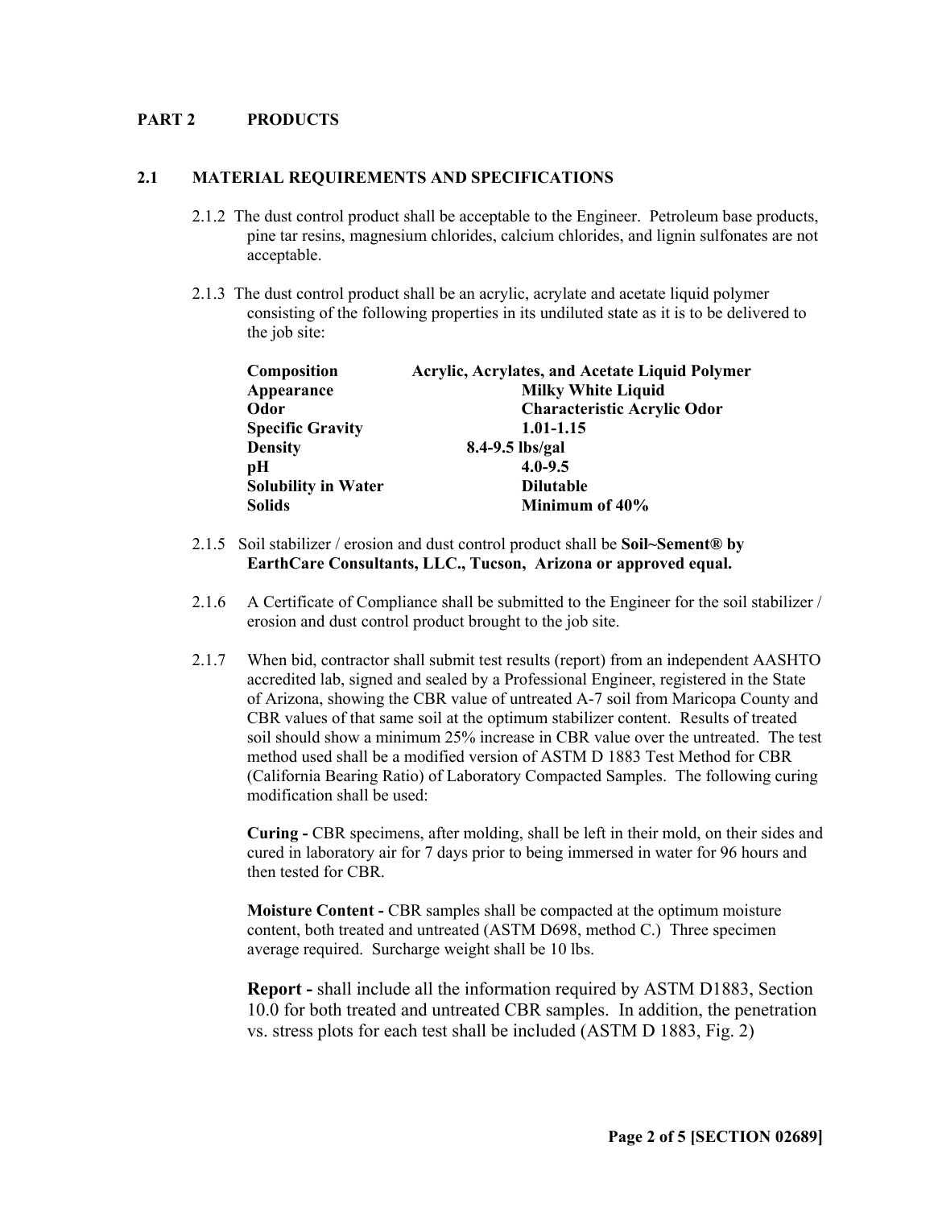## PART 2 PRODUCTS

### 2.1 MATERIAL REQUIREMENTS AND SPECIFICATIONS

2.1.2 The dust control product shall be acceptable to the Engineer. Petroleum base products, pine tar resins, magnesium chlorides, calcium chlorides, and lignin sulfonates are not acceptable.

2.1.3 The dust control product shall be an acrylic, acrylate and acetate liquid polymer consisting of the following properties in its undiluted state as it is to be delivered to the job site:

| | |
|---|---|
| **Composition** | **Acrylic, Acrylates, and Acetate Liquid Polymer** |
| **Appearance** | **Milky White Liquid** |
| **Odor** | **Characteristic Acrylic Odor** |
| **Specific Gravity** | **1.01-1.15** |
| **Density** | **8.4-9.5 lbs/gal** |
| **pH** | **4.0-9.5** |
| **Solubility in Water** | **Dilutable** |
| **Solids** | **Minimum of 40%** |

2.1.5 Soil stabilizer / erosion and dust control product shall be **Soil~Sement® by EarthCare Consultants, LLC., Tucson, Arizona or approved equal.**

2.1.6 A Certificate of Compliance shall be submitted to the Engineer for the soil stabilizer / erosion and dust control product brought to the job site.

2.1.7 When bid, contractor shall submit test results (report) from an independent AASHTO accredited lab, signed and sealed by a Professional Engineer, registered in the State of Arizona, showing the CBR value of untreated A-7 soil from Maricopa County and CBR values of that same soil at the optimum stabilizer content. Results of treated soil should show a minimum 25% increase in CBR value over the untreated. The test method used shall be a modified version of ASTM D 1883 Test Method for CBR (California Bearing Ratio) of Laboratory Compacted Samples. The following curing modification shall be used:

**Curing -** CBR specimens, after molding, shall be left in their mold, on their sides and cured in laboratory air for 7 days prior to being immersed in water for 96 hours and then tested for CBR.

**Moisture Content -** CBR samples shall be compacted at the optimum moisture content, both treated and untreated (ASTM D698, method C.) Three specimen average required. Surcharge weight shall be 10 lbs.

**Report -** shall include all the information required by ASTM D1883, Section 10.0 for both treated and untreated CBR samples. In addition, the penetration vs. stress plots for each test shall be included (ASTM D 1883, Fig. 2)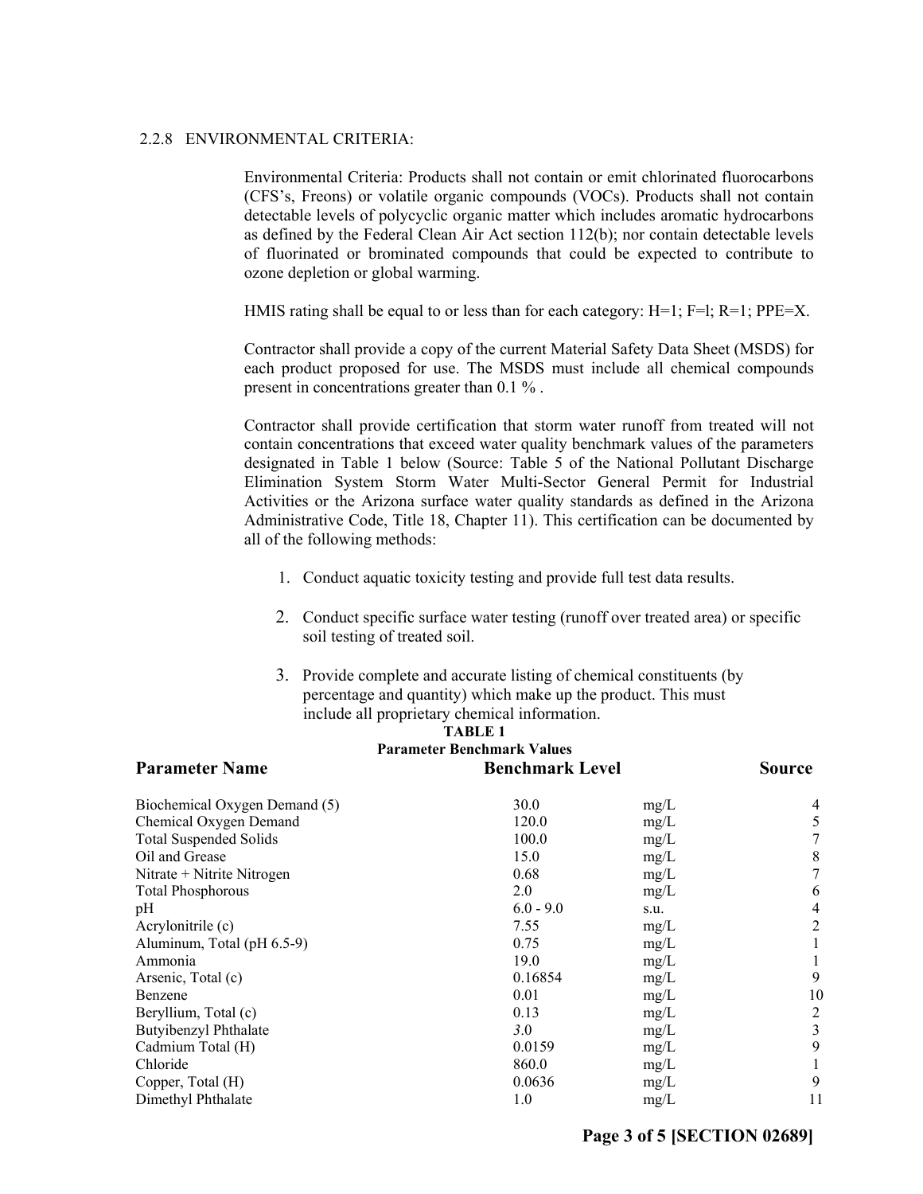### 2.2.8 ENVIRONMENTAL CRITERIA:

Environmental Criteria: Products shall not contain or emit chlorinated fluorocarbons (CFS's, Freons) or volatile organic compounds (VOCs). Products shall not contain detectable levels of polycyclic organic matter which includes aromatic hydrocarbons as defined by the Federal Clean Air Act section 112(b); nor contain detectable levels of fluorinated or brominated compounds that could be expected to contribute to ozone depletion or global warming.

HMIS rating shall be equal to or less than for each category: H=1; F=l; R=1; PPE=X.

Contractor shall provide a copy of the current Material Safety Data Sheet (MSDS) for each product proposed for use. The MSDS must include all chemical compounds present in concentrations greater than 0.1 % .

Contractor shall provide certification that storm water runoff from treated will not contain concentrations that exceed water quality benchmark values of the parameters designated in Table 1 below (Source: Table 5 of the National Pollutant Discharge Elimination System Storm Water Multi-Sector General Permit for Industrial Activities or the Arizona surface water quality standards as defined in the Arizona Administrative Code, Title 18, Chapter 11). This certification can be documented by all of the following methods:

1. Conduct aquatic toxicity testing and provide full test data results.
2. Conduct specific surface water testing (runoff over treated area) or specific soil testing of treated soil.
3. Provide complete and accurate listing of chemical constituents (by percentage and quantity) which make up the product. This must include all proprietary chemical information.

**TABLE 1**
**Parameter Benchmark Values**

| Parameter Name | Benchmark Level | | Source |
|---|---|---|---|
| Biochemical Oxygen Demand (5) | 30.0 | mg/L | 4 |
| Chemical Oxygen Demand | 120.0 | mg/L | 5 |
| Total Suspended Solids | 100.0 | mg/L | 7 |
| Oil and Grease | 15.0 | mg/L | 8 |
| Nitrate + Nitrite Nitrogen | 0.68 | mg/L | 7 |
| Total Phosphorous | 2.0 | mg/L | 6 |
| pH | 6.0 - 9.0 | s.u. | 4 |
| Acrylonitrile (c) | 7.55 | mg/L | 2 |
| Aluminum, Total (pH 6.5-9) | 0.75 | mg/L | 1 |
| Ammonia | 19.0 | mg/L | 1 |
| Arsenic, Total (c) | 0.16854 | mg/L | 9 |
| Benzene | 0.01 | mg/L | 10 |
| Beryllium, Total (c) | 0.13 | mg/L | 2 |
| Butyibenzyl Phthalate | 3.0 | mg/L | 3 |
| Cadmium Total (H) | 0.0159 | mg/L | 9 |
| Chloride | 860.0 | mg/L | 1 |
| Copper, Total (H) | 0.0636 | mg/L | 9 |
| Dimethyl Phthalate | 1.0 | mg/L | 11 |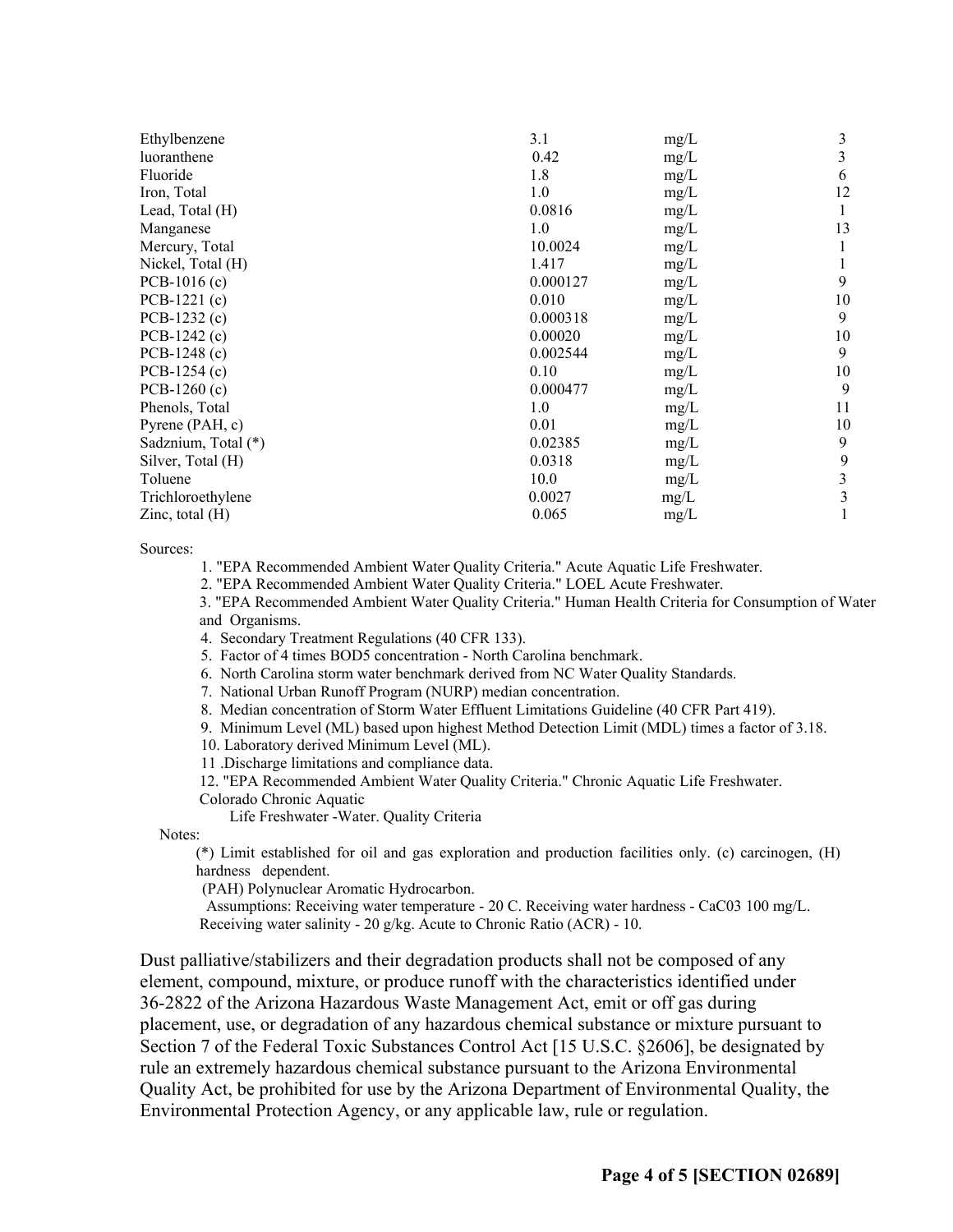| | | | |
|---|---|---|---|
| Ethylbenzene | 3.1 | mg/L | 3 |
| luoranthene | 0.42 | mg/L | 3 |
| Fluoride | 1.8 | mg/L | 6 |
| Iron, Total | 1.0 | mg/L | 12 |
| Lead, Total (H) | 0.0816 | mg/L | 1 |
| Manganese | 1.0 | mg/L | 13 |
| Mercury, Total | 10.0024 | mg/L | 1 |
| Nickel, Total (H) | 1.417 | mg/L | 1 |
| PCB-1016 (c) | 0.000127 | mg/L | 9 |
| PCB-1221 (c) | 0.010 | mg/L | 10 |
| PCB-1232 (c) | 0.000318 | mg/L | 9 |
| PCB-1242 (c) | 0.00020 | mg/L | 10 |
| PCB-1248 (c) | 0.002544 | mg/L | 9 |
| PCB-1254 (c) | 0.10 | mg/L | 10 |
| PCB-1260 (c) | 0.000477 | mg/L | 9 |
| Phenols, Total | 1.0 | mg/L | 11 |
| Pyrene (PAH, c) | 0.01 | mg/L | 10 |
| Sadznium, Total (*) | 0.02385 | mg/L | 9 |
| Silver, Total (H) | 0.0318 | mg/L | 9 |
| Toluene | 10.0 | mg/L | 3 |
| Trichloroethylene | 0.0027 | mg/L | 3 |
| Zinc, total (H) | 0.065 | mg/L | 1 |

Sources:

1. "EPA Recommended Ambient Water Quality Criteria." Acute Aquatic Life Freshwater.
2. "EPA Recommended Ambient Water Quality Criteria." LOEL Acute Freshwater.
3. "EPA Recommended Ambient Water Quality Criteria." Human Health Criteria for Consumption of Water and Organisms.
4. Secondary Treatment Regulations (40 CFR 133).
5. Factor of 4 times BOD5 concentration - North Carolina benchmark.
6. North Carolina storm water benchmark derived from NC Water Quality Standards.
7. National Urban Runoff Program (NURP) median concentration.
8. Median concentration of Storm Water Effluent Limitations Guideline (40 CFR Part 419).
9. Minimum Level (ML) based upon highest Method Detection Limit (MDL) times a factor of 3.18.
10. Laboratory derived Minimum Level (ML).
11. Discharge limitations and compliance data.
12. "EPA Recommended Ambient Water Quality Criteria." Chronic Aquatic Life Freshwater.

Colorado Chronic Aquatic
Life Freshwater -Water. Quality Criteria

Notes:

(*) Limit established for oil and gas exploration and production facilities only. (c) carcinogen, (H) hardness dependent.
(PAH) Polynuclear Aromatic Hydrocarbon.
Assumptions: Receiving water temperature - 20 C. Receiving water hardness - $CaCO_3$ 100 mg/L. Receiving water salinity - 20 g/kg. Acute to Chronic Ratio (ACR) - 10.

Dust palliative/stabilizers and their degradation products shall not be composed of any element, compound, mixture, or produce runoff with the characteristics identified under 36-2822 of the Arizona Hazardous Waste Management Act, emit or off gas during placement, use, or degradation of any hazardous chemical substance or mixture pursuant to Section 7 of the Federal Toxic Substances Control Act [15 U.S.C. §2606], be designated by rule an extremely hazardous chemical substance pursuant to the Arizona Environmental Quality Act, be prohibited for use by the Arizona Department of Environmental Quality, the Environmental Protection Agency, or any applicable law, rule or regulation.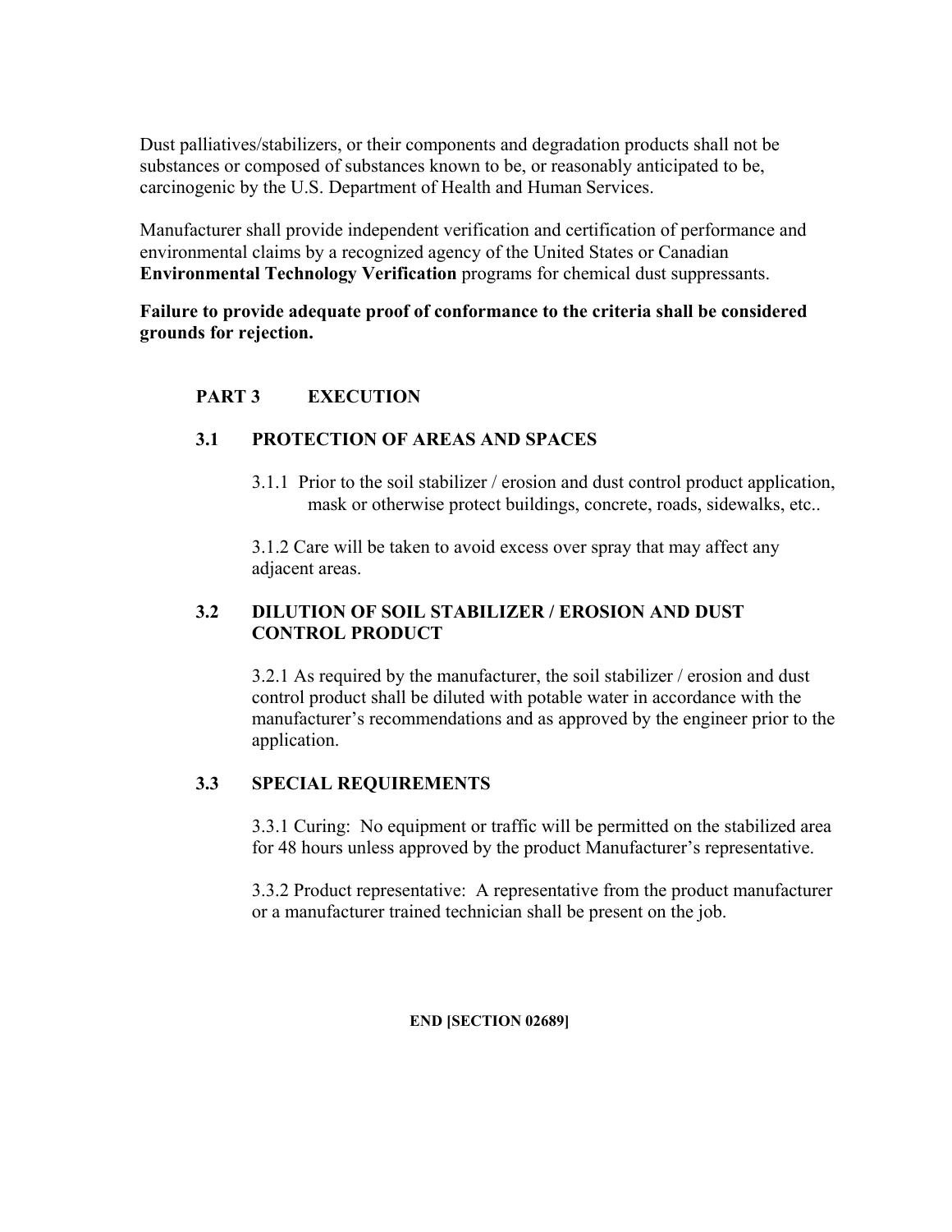Dust palliatives/stabilizers, or their components and degradation products shall not be substances or composed of substances known to be, or reasonably anticipated to be, carcinogenic by the U.S. Department of Health and Human Services.

Manufacturer shall provide independent verification and certification of performance and environmental claims by a recognized agency of the United States or Canadian **Environmental Technology Verification** programs for chemical dust suppressants.

**Failure to provide adequate proof of conformance to the criteria shall be considered grounds for rejection.**

## PART 3 EXECUTION

### 3.1 PROTECTION OF AREAS AND SPACES

3.1.1 Prior to the soil stabilizer / erosion and dust control product application, mask or otherwise protect buildings, concrete, roads, sidewalks, etc..

3.1.2 Care will be taken to avoid excess over spray that may affect any adjacent areas.

### 3.2 DILUTION OF SOIL STABILIZER / EROSION AND DUST CONTROL PRODUCT

3.2.1 As required by the manufacturer, the soil stabilizer / erosion and dust control product shall be diluted with potable water in accordance with the manufacturer's recommendations and as approved by the engineer prior to the application.

### 3.3 SPECIAL REQUIREMENTS

3.3.1 Curing: No equipment or traffic will be permitted on the stabilized area for 48 hours unless approved by the product Manufacturer's representative.

3.3.2 Product representative: A representative from the product manufacturer or a manufacturer trained technician shall be present on the job.

**END [SECTION 02689]**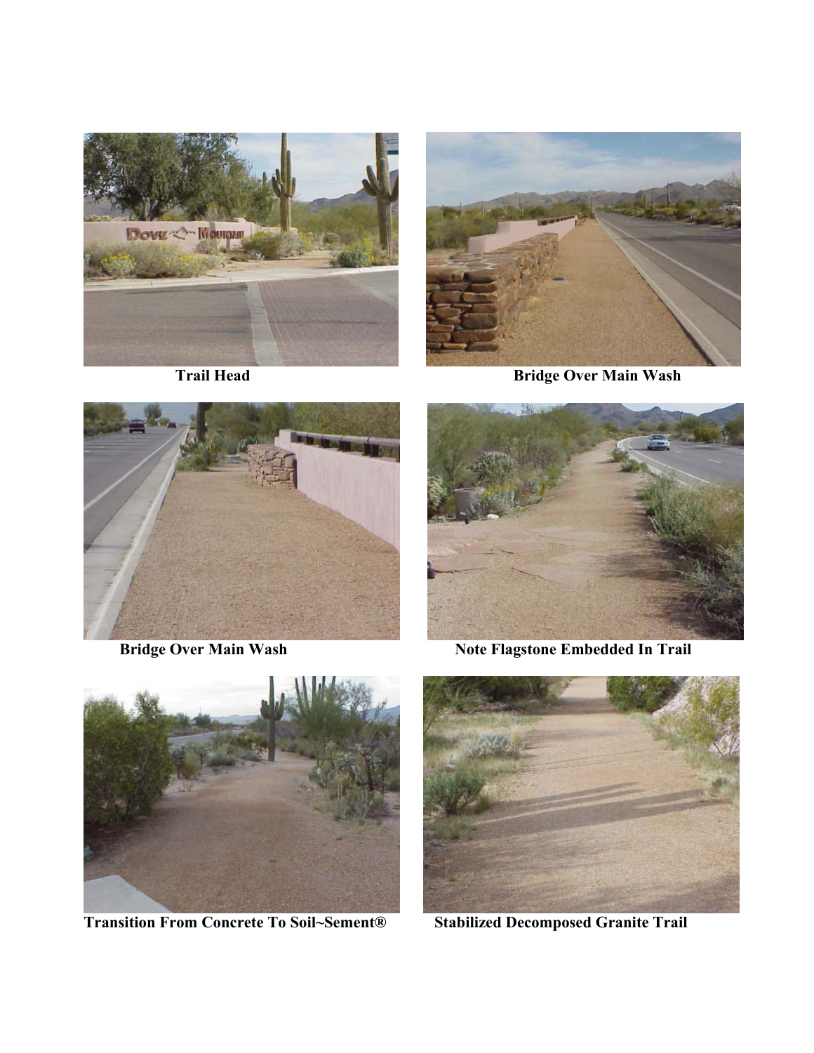Trail Head

Bridge Over Main Wash

Bridge Over Main Wash

Note Flagstone Embedded In Trail

Transition From Concrete To Soil~Sement®

Stabilized Decomposed Granite Trail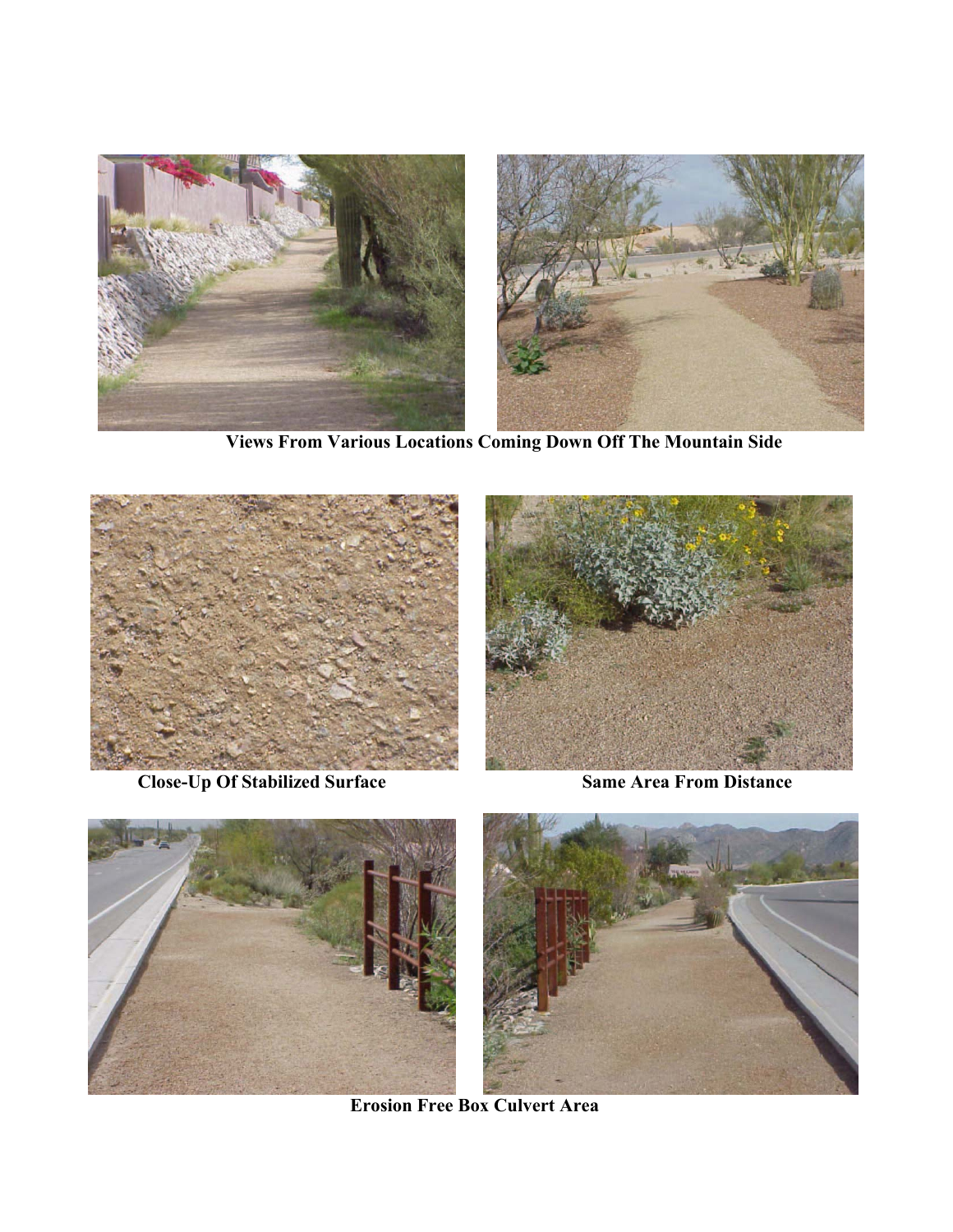**Views From Various Locations Coming Down Off The Mountain Side**

**Close-Up Of Stabilized Surface**

**Same Area From Distance**

**Erosion Free Box Culvert Area**